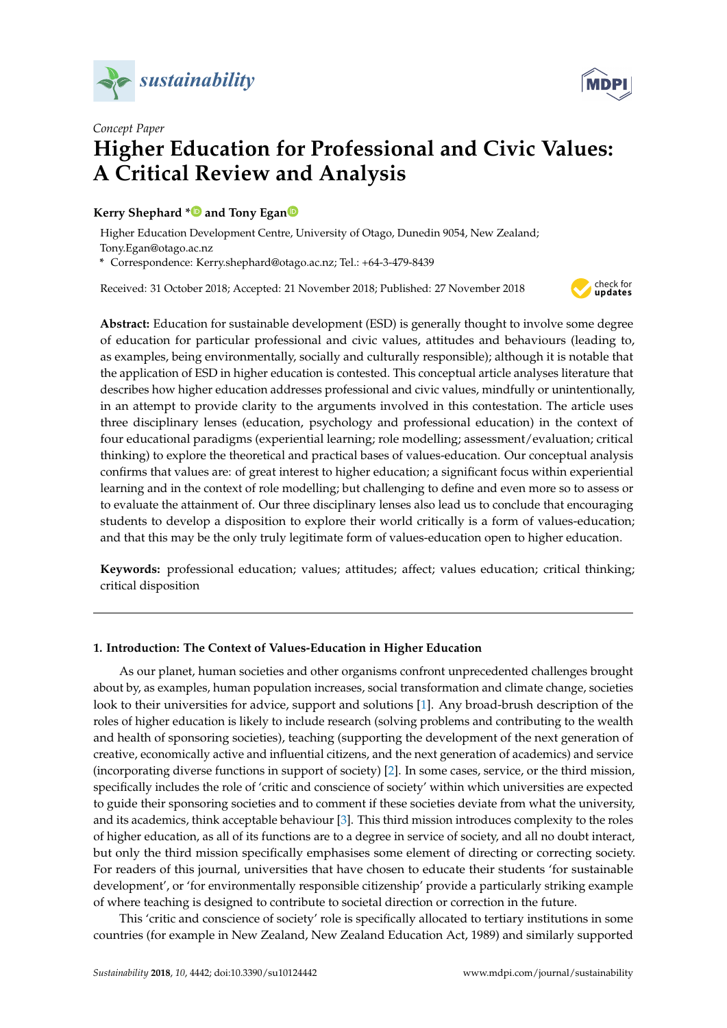*Concept Paper*

# Higher Education for Professional and Civic Values: A Critical Review and Analysis

**Kerry Shephard \* and Tony Egan**

Higher Education Development Centre, University of Otago, Dunedin 9054, New Zealand; Tony.Egan@otago.ac.nz

\* Correspondence: Kerry.shephard@otago.ac.nz; Tel.: +64-3-479-8439

Received: 31 October 2018; Accepted: 21 November 2018; Published: 27 November 2018

**Abstract:** Education for sustainable development (ESD) is generally thought to involve some degree of education for particular professional and civic values, attitudes and behaviours (leading to, as examples, being environmentally, socially and culturally responsible); although it is notable that the application of ESD in higher education is contested. This conceptual article analyses literature that describes how higher education addresses professional and civic values, mindfully or unintentionally, in an attempt to provide clarity to the arguments involved in this contestation. The article uses three disciplinary lenses (education, psychology and professional education) in the context of four educational paradigms (experiential learning; role modelling; assessment/evaluation; critical thinking) to explore the theoretical and practical bases of values-education. Our conceptual analysis confirms that values are: of great interest to higher education; a significant focus within experiential learning and in the context of role modelling; but challenging to define and even more so to assess or to evaluate the attainment of. Our three disciplinary lenses also lead us to conclude that encouraging students to develop a disposition to explore their world critically is a form of values-education; and that this may be the only truly legitimate form of values-education open to higher education.

**Keywords:** professional education; values; attitudes; affect; values education; critical thinking; critical disposition

## 1. Introduction: The Context of Values-Education in Higher Education

As our planet, human societies and other organisms confront unprecedented challenges brought about by, as examples, human population increases, social transformation and climate change, societies look to their universities for advice, support and solutions [1]. Any broad-brush description of the roles of higher education is likely to include research (solving problems and contributing to the wealth and health of sponsoring societies), teaching (supporting the development of the next generation of creative, economically active and influential citizens, and the next generation of academics) and service (incorporating diverse functions in support of society) [2]. In some cases, service, or the third mission, specifically includes the role of 'critic and conscience of society' within which universities are expected to guide their sponsoring societies and to comment if these societies deviate from what the university, and its academics, think acceptable behaviour [3]. This third mission introduces complexity to the roles of higher education, as all of its functions are to a degree in service of society, and all no doubt interact, but only the third mission specifically emphasises some element of directing or correcting society. For readers of this journal, universities that have chosen to educate their students 'for sustainable development', or 'for environmentally responsible citizenship' provide a particularly striking example of where teaching is designed to contribute to societal direction or correction in the future.

This 'critic and conscience of society' role is specifically allocated to tertiary institutions in some countries (for example in New Zealand, New Zealand Education Act, 1989) and similarly supported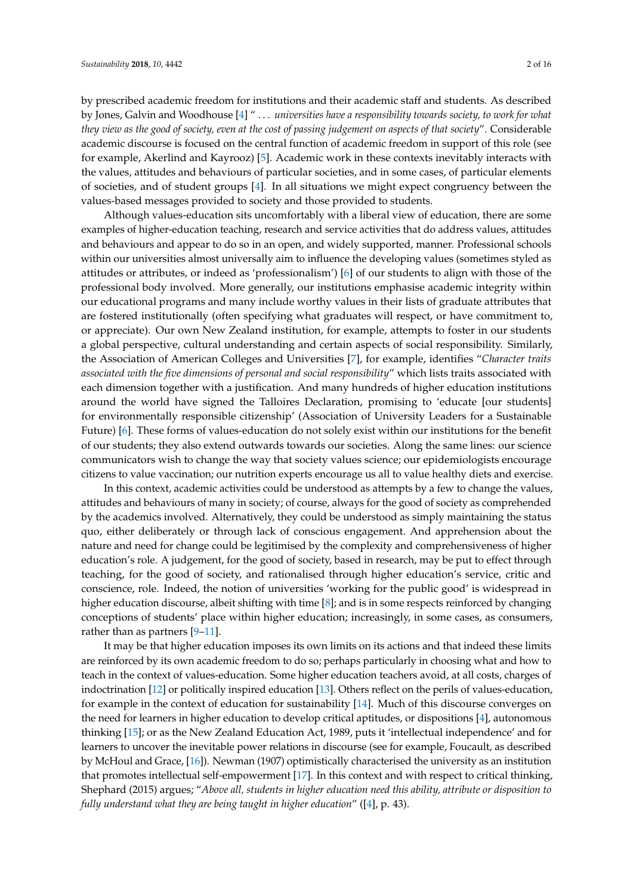by prescribed academic freedom for institutions and their academic staff and students. As described by Jones, Galvin and Woodhouse [4] " ... *universities have a responsibility towards society, to work for what they view as the good of society, even at the cost of passing judgement on aspects of that society*". Considerable academic discourse is focused on the central function of academic freedom in support of this role (see for example, Akerlind and Kayrooz) [5]. Academic work in these contexts inevitably interacts with the values, attitudes and behaviours of particular societies, and in some cases, of particular elements of societies, and of student groups [4]. In all situations we might expect congruency between the values-based messages provided to society and those provided to students.

Although values-education sits uncomfortably with a liberal view of education, there are some examples of higher-education teaching, research and service activities that do address values, attitudes and behaviours and appear to do so in an open, and widely supported, manner. Professional schools within our universities almost universally aim to influence the developing values (sometimes styled as attitudes or attributes, or indeed as 'professionalism') [6] of our students to align with those of the professional body involved. More generally, our institutions emphasise academic integrity within our educational programs and many include worthy values in their lists of graduate attributes that are fostered institutionally (often specifying what graduates will respect, or have commitment to, or appreciate). Our own New Zealand institution, for example, attempts to foster in our students a global perspective, cultural understanding and certain aspects of social responsibility. Similarly, the Association of American Colleges and Universities [7], for example, identifies "*Character traits associated with the five dimensions of personal and social responsibility*" which lists traits associated with each dimension together with a justification. And many hundreds of higher education institutions around the world have signed the Talloires Declaration, promising to 'educate [our students] for environmentally responsible citizenship' (Association of University Leaders for a Sustainable Future) [6]. These forms of values-education do not solely exist within our institutions for the benefit of our students; they also extend outwards towards our societies. Along the same lines: our science communicators wish to change the way that society values science; our epidemiologists encourage citizens to value vaccination; our nutrition experts encourage us all to value healthy diets and exercise.

In this context, academic activities could be understood as attempts by a few to change the values, attitudes and behaviours of many in society; of course, always for the good of society as comprehended by the academics involved. Alternatively, they could be understood as simply maintaining the status quo, either deliberately or through lack of conscious engagement. And apprehension about the nature and need for change could be legitimised by the complexity and comprehensiveness of higher education's role. A judgement, for the good of society, based in research, may be put to effect through teaching, for the good of society, and rationalised through higher education's service, critic and conscience, role. Indeed, the notion of universities 'working for the public good' is widespread in higher education discourse, albeit shifting with time [8]; and is in some respects reinforced by changing conceptions of students' place within higher education; increasingly, in some cases, as consumers, rather than as partners [9–11].

It may be that higher education imposes its own limits on its actions and that indeed these limits are reinforced by its own academic freedom to do so; perhaps particularly in choosing what and how to teach in the context of values-education. Some higher education teachers avoid, at all costs, charges of indoctrination [12] or politically inspired education [13]. Others reflect on the perils of values-education, for example in the context of education for sustainability [14]. Much of this discourse converges on the need for learners in higher education to develop critical aptitudes, or dispositions [4], autonomous thinking [15]; or as the New Zealand Education Act, 1989, puts it 'intellectual independence' and for learners to uncover the inevitable power relations in discourse (see for example, Foucault, as described by McHoul and Grace, [16]). Newman (1907) optimistically characterised the university as an institution that promotes intellectual self-empowerment [17]. In this context and with respect to critical thinking, Shephard (2015) argues; "*Above all, students in higher education need this ability, attribute or disposition to fully understand what they are being taught in higher education*" ([4], p. 43).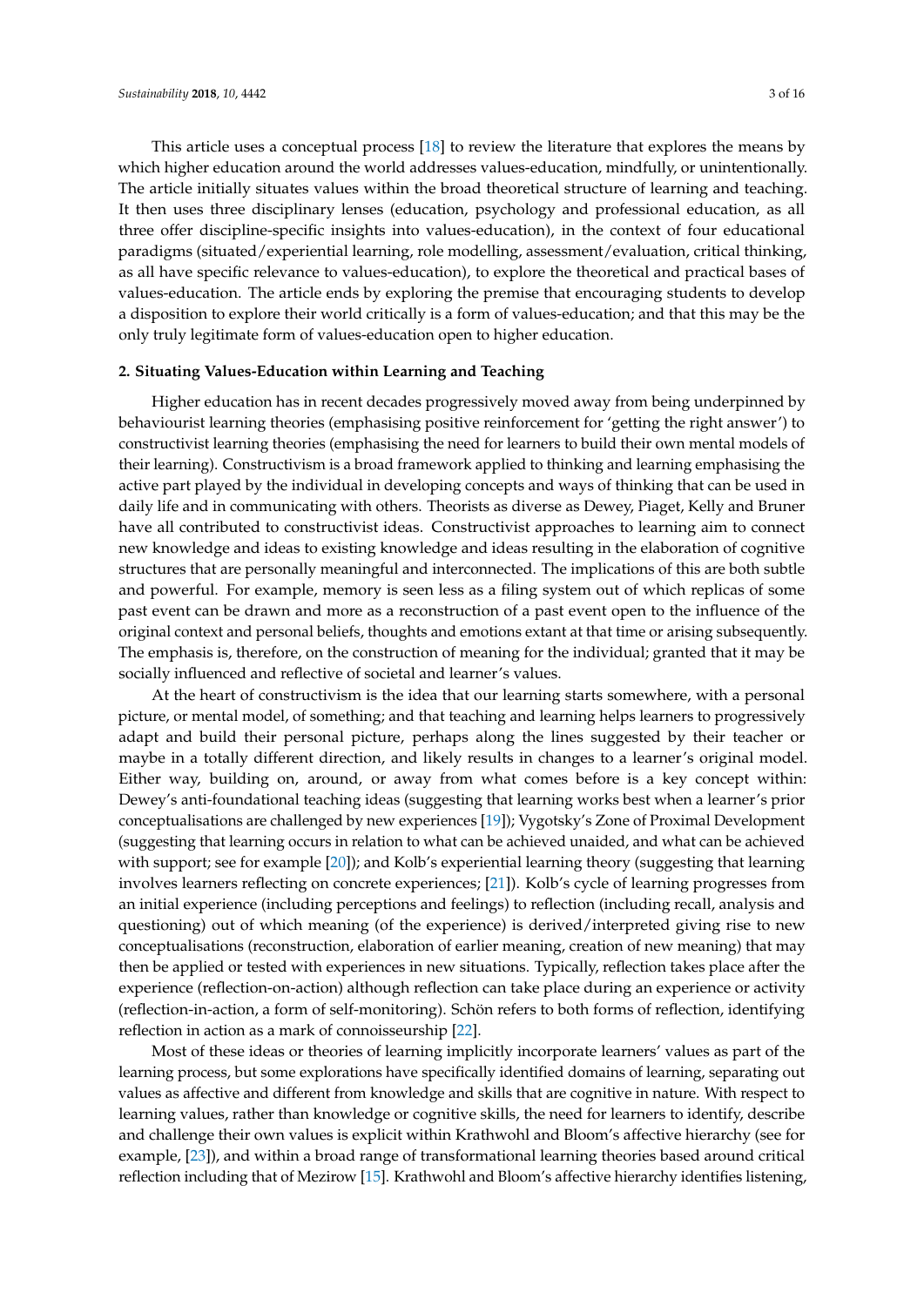This article uses a conceptual process [18] to review the literature that explores the means by which higher education around the world addresses values-education, mindfully, or unintentionally. The article initially situates values within the broad theoretical structure of learning and teaching. It then uses three disciplinary lenses (education, psychology and professional education, as all three offer discipline-specific insights into values-education), in the context of four educational paradigms (situated/experiential learning, role modelling, assessment/evaluation, critical thinking, as all have specific relevance to values-education), to explore the theoretical and practical bases of values-education. The article ends by exploring the premise that encouraging students to develop a disposition to explore their world critically is a form of values-education; and that this may be the only truly legitimate form of values-education open to higher education.

## 2. Situating Values-Education within Learning and Teaching

Higher education has in recent decades progressively moved away from being underpinned by behaviourist learning theories (emphasising positive reinforcement for 'getting the right answer') to constructivist learning theories (emphasising the need for learners to build their own mental models of their learning). Constructivism is a broad framework applied to thinking and learning emphasising the active part played by the individual in developing concepts and ways of thinking that can be used in daily life and in communicating with others. Theorists as diverse as Dewey, Piaget, Kelly and Bruner have all contributed to constructivist ideas. Constructivist approaches to learning aim to connect new knowledge and ideas to existing knowledge and ideas resulting in the elaboration of cognitive structures that are personally meaningful and interconnected. The implications of this are both subtle and powerful. For example, memory is seen less as a filing system out of which replicas of some past event can be drawn and more as a reconstruction of a past event open to the influence of the original context and personal beliefs, thoughts and emotions extant at that time or arising subsequently. The emphasis is, therefore, on the construction of meaning for the individual; granted that it may be socially influenced and reflective of societal and learner's values.

At the heart of constructivism is the idea that our learning starts somewhere, with a personal picture, or mental model, of something; and that teaching and learning helps learners to progressively adapt and build their personal picture, perhaps along the lines suggested by their teacher or maybe in a totally different direction, and likely results in changes to a learner's original model. Either way, building on, around, or away from what comes before is a key concept within: Dewey's anti-foundational teaching ideas (suggesting that learning works best when a learner's prior conceptualisations are challenged by new experiences [19]); Vygotsky's Zone of Proximal Development (suggesting that learning occurs in relation to what can be achieved unaided, and what can be achieved with support; see for example [20]); and Kolb's experiential learning theory (suggesting that learning involves learners reflecting on concrete experiences; [21]). Kolb's cycle of learning progresses from an initial experience (including perceptions and feelings) to reflection (including recall, analysis and questioning) out of which meaning (of the experience) is derived/interpreted giving rise to new conceptualisations (reconstruction, elaboration of earlier meaning, creation of new meaning) that may then be applied or tested with experiences in new situations. Typically, reflection takes place after the experience (reflection-on-action) although reflection can take place during an experience or activity (reflection-in-action, a form of self-monitoring). Schön refers to both forms of reflection, identifying reflection in action as a mark of connoisseurship [22].

Most of these ideas or theories of learning implicitly incorporate learners' values as part of the learning process, but some explorations have specifically identified domains of learning, separating out values as affective and different from knowledge and skills that are cognitive in nature. With respect to learning values, rather than knowledge or cognitive skills, the need for learners to identify, describe and challenge their own values is explicit within Krathwohl and Bloom's affective hierarchy (see for example, [23]), and within a broad range of transformational learning theories based around critical reflection including that of Mezirow [15]. Krathwohl and Bloom's affective hierarchy identifies listening,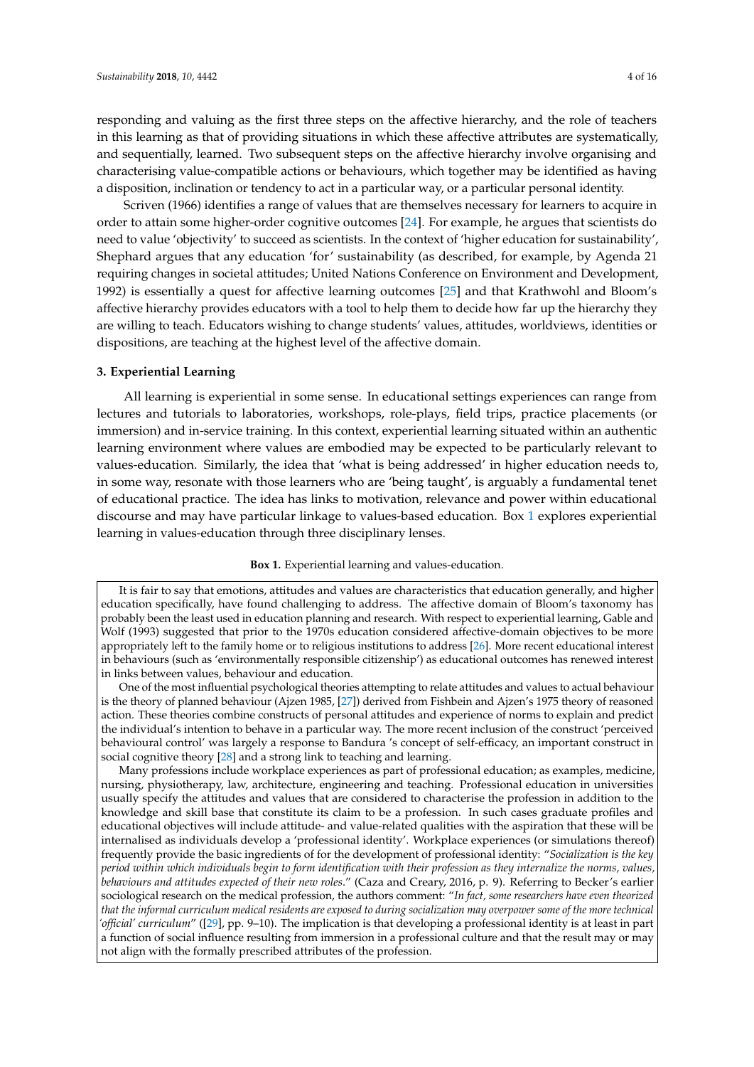responding and valuing as the first three steps on the affective hierarchy, and the role of teachers in this learning as that of providing situations in which these affective attributes are systematically, and sequentially, learned. Two subsequent steps on the affective hierarchy involve organising and characterising value-compatible actions or behaviours, which together may be identified as having a disposition, inclination or tendency to act in a particular way, or a particular personal identity.

Scriven (1966) identifies a range of values that are themselves necessary for learners to acquire in order to attain some higher-order cognitive outcomes [24]. For example, he argues that scientists do need to value 'objectivity' to succeed as scientists. In the context of 'higher education for sustainability', Shephard argues that any education 'for' sustainability (as described, for example, by Agenda 21 requiring changes in societal attitudes; United Nations Conference on Environment and Development, 1992) is essentially a quest for affective learning outcomes [25] and that Krathwohl and Bloom's affective hierarchy provides educators with a tool to help them to decide how far up the hierarchy they are willing to teach. Educators wishing to change students' values, attitudes, worldviews, identities or dispositions, are teaching at the highest level of the affective domain.

## 3. Experiential Learning

All learning is experiential in some sense. In educational settings experiences can range from lectures and tutorials to laboratories, workshops, role-plays, field trips, practice placements (or immersion) and in-service training. In this context, experiential learning situated within an authentic learning environment where values are embodied may be expected to be particularly relevant to values-education. Similarly, the idea that 'what is being addressed' in higher education needs to, in some way, resonate with those learners who are 'being taught', is arguably a fundamental tenet of educational practice. The idea has links to motivation, relevance and power within educational discourse and may have particular linkage to values-based education. Box 1 explores experiential learning in values-education through three disciplinary lenses.

**Box 1.** Experiential learning and values-education.

It is fair to say that emotions, attitudes and values are characteristics that education generally, and higher education specifically, have found challenging to address. The affective domain of Bloom's taxonomy has probably been the least used in education planning and research. With respect to experiential learning, Gable and Wolf (1993) suggested that prior to the 1970s education considered affective-domain objectives to be more appropriately left to the family home or to religious institutions to address [26]. More recent educational interest in behaviours (such as 'environmentally responsible citizenship') as educational outcomes has renewed interest in links between values, behaviour and education.

One of the most influential psychological theories attempting to relate attitudes and values to actual behaviour is the theory of planned behaviour (Ajzen 1985, [27]) derived from Fishbein and Ajzen's 1975 theory of reasoned action. These theories combine constructs of personal attitudes and experience of norms to explain and predict the individual's intention to behave in a particular way. The more recent inclusion of the construct 'perceived behavioural control' was largely a response to Bandura 's concept of self-efficacy, an important construct in social cognitive theory [28] and a strong link to teaching and learning.

Many professions include workplace experiences as part of professional education; as examples, medicine, nursing, physiotherapy, law, architecture, engineering and teaching. Professional education in universities usually specify the attitudes and values that are considered to characterise the profession in addition to the knowledge and skill base that constitute its claim to be a profession. In such cases graduate profiles and educational objectives will include attitude- and value-related qualities with the aspiration that these will be internalised as individuals develop a 'professional identity'. Workplace experiences (or simulations thereof) frequently provide the basic ingredients of for the development of professional identity: "*Socialization is the key period within which individuals begin to form identification with their profession as they internalize the norms, values, behaviours and attitudes expected of their new roles.*" (Caza and Creary, 2016, p. 9). Referring to Becker's earlier sociological research on the medical profession, the authors comment: "*In fact, some researchers have even theorized that the informal curriculum medical residents are exposed to during socialization may overpower some of the more technical 'official' curriculum*" ([29], pp. 9–10). The implication is that developing a professional identity is at least in part a function of social influence resulting from immersion in a professional culture and that the result may or may not align with the formally prescribed attributes of the profession.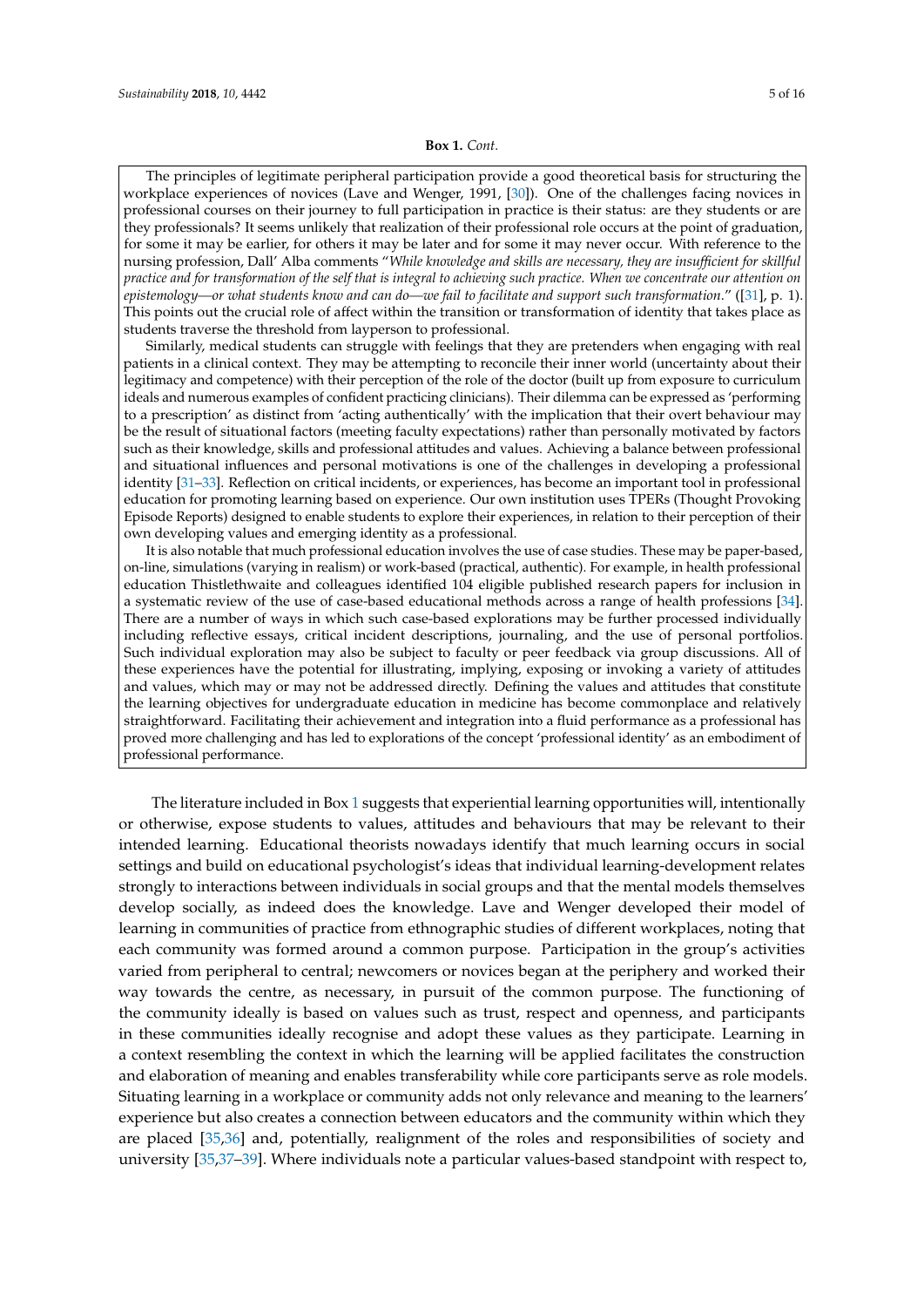**Box 1.** *Cont.*

The principles of legitimate peripheral participation provide a good theoretical basis for structuring the workplace experiences of novices (Lave and Wenger, 1991, [30]). One of the challenges facing novices in professional courses on their journey to full participation in practice is their status: are they students or are they professionals? It seems unlikely that realization of their professional role occurs at the point of graduation, for some it may be earlier, for others it may be later and for some it may never occur. With reference to the nursing profession, Dall' Alba comments "*While knowledge and skills are necessary, they are insufficient for skillful practice and for transformation of the self that is integral to achieving such practice. When we concentrate our attention on epistemology—or what students know and can do—we fail to facilitate and support such transformation*." ([31], p. 1). This points out the crucial role of affect within the transition or transformation of identity that takes place as students traverse the threshold from layperson to professional.

Similarly, medical students can struggle with feelings that they are pretenders when engaging with real patients in a clinical context. They may be attempting to reconcile their inner world (uncertainty about their legitimacy and competence) with their perception of the role of the doctor (built up from exposure to curriculum ideals and numerous examples of confident practicing clinicians). Their dilemma can be expressed as 'performing to a prescription' as distinct from 'acting authentically' with the implication that their overt behaviour may be the result of situational factors (meeting faculty expectations) rather than personally motivated by factors such as their knowledge, skills and professional attitudes and values. Achieving a balance between professional and situational influences and personal motivations is one of the challenges in developing a professional identity [31–33]. Reflection on critical incidents, or experiences, has become an important tool in professional education for promoting learning based on experience. Our own institution uses TPERs (Thought Provoking Episode Reports) designed to enable students to explore their experiences, in relation to their perception of their own developing values and emerging identity as a professional.

It is also notable that much professional education involves the use of case studies. These may be paper-based, on-line, simulations (varying in realism) or work-based (practical, authentic). For example, in health professional education Thistlethwaite and colleagues identified 104 eligible published research papers for inclusion in a systematic review of the use of case-based educational methods across a range of health professions [34]. There are a number of ways in which such case-based explorations may be further processed individually including reflective essays, critical incident descriptions, journaling, and the use of personal portfolios. Such individual exploration may also be subject to faculty or peer feedback via group discussions. All of these experiences have the potential for illustrating, implying, exposing or invoking a variety of attitudes and values, which may or may not be addressed directly. Defining the values and attitudes that constitute the learning objectives for undergraduate education in medicine has become commonplace and relatively straightforward. Facilitating their achievement and integration into a fluid performance as a professional has proved more challenging and has led to explorations of the concept 'professional identity' as an embodiment of professional performance.

The literature included in Box 1 suggests that experiential learning opportunities will, intentionally or otherwise, expose students to values, attitudes and behaviours that may be relevant to their intended learning. Educational theorists nowadays identify that much learning occurs in social settings and build on educational psychologist's ideas that individual learning-development relates strongly to interactions between individuals in social groups and that the mental models themselves develop socially, as indeed does the knowledge. Lave and Wenger developed their model of learning in communities of practice from ethnographic studies of different workplaces, noting that each community was formed around a common purpose. Participation in the group's activities varied from peripheral to central; newcomers or novices began at the periphery and worked their way towards the centre, as necessary, in pursuit of the common purpose. The functioning of the community ideally is based on values such as trust, respect and openness, and participants in these communities ideally recognise and adopt these values as they participate. Learning in a context resembling the context in which the learning will be applied facilitates the construction and elaboration of meaning and enables transferability while core participants serve as role models. Situating learning in a workplace or community adds not only relevance and meaning to the learners' experience but also creates a connection between educators and the community within which they are placed [35,36] and, potentially, realignment of the roles and responsibilities of society and university [35,37–39]. Where individuals note a particular values-based standpoint with respect to,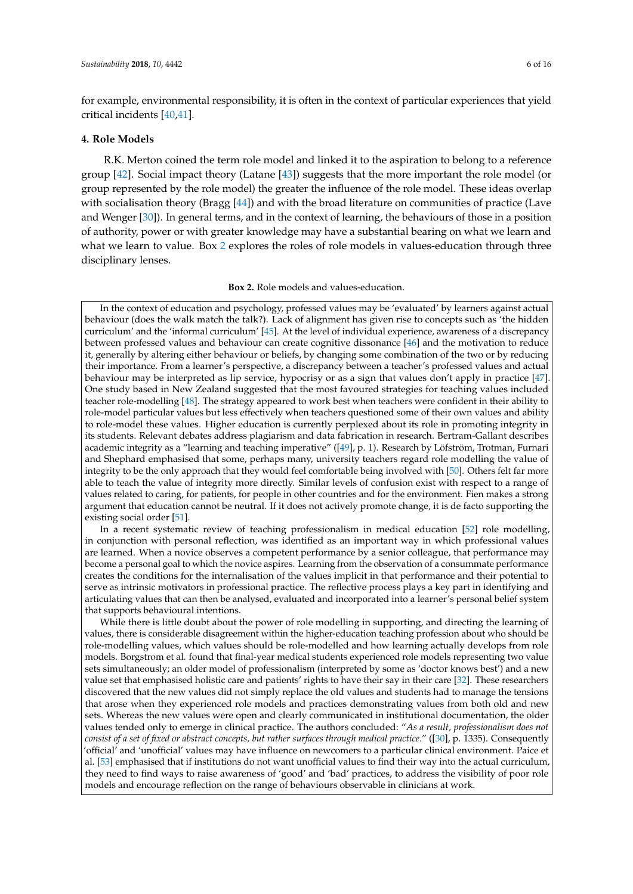for example, environmental responsibility, it is often in the context of particular experiences that yield critical incidents [40,41].

## 4. Role Models

R.K. Merton coined the term role model and linked it to the aspiration to belong to a reference group [42]. Social impact theory (Latane [43]) suggests that the more important the role model (or group represented by the role model) the greater the influence of the role model. These ideas overlap with socialisation theory (Bragg [44]) and with the broad literature on communities of practice (Lave and Wenger [30]). In general terms, and in the context of learning, the behaviours of those in a position of authority, power or with greater knowledge may have a substantial bearing on what we learn and what we learn to value. Box 2 explores the roles of role models in values-education through three disciplinary lenses.

**Box 2.** Role models and values-education.

In the context of education and psychology, professed values may be 'evaluated' by learners against actual behaviour (does the walk match the talk?). Lack of alignment has given rise to concepts such as 'the hidden curriculum' and the 'informal curriculum' [45]. At the level of individual experience, awareness of a discrepancy between professed values and behaviour can create cognitive dissonance [46] and the motivation to reduce it, generally by altering either behaviour or beliefs, by changing some combination of the two or by reducing their importance. From a learner's perspective, a discrepancy between a teacher's professed values and actual behaviour may be interpreted as lip service, hypocrisy or as a sign that values don't apply in practice [47]. One study based in New Zealand suggested that the most favoured strategies for teaching values included teacher role-modelling [48]. The strategy appeared to work best when teachers were confident in their ability to role-model particular values but less effectively when teachers questioned some of their own values and ability to role-model these values. Higher education is currently perplexed about its role in promoting integrity in its students. Relevant debates address plagiarism and data fabrication in research. Bertram-Gallant describes academic integrity as a "learning and teaching imperative" ([49], p. 1). Research by Löfström, Trotman, Furnari and Shephard emphasised that some, perhaps many, university teachers regard role modelling the value of integrity to be the only approach that they would feel comfortable being involved with [50]. Others felt far more able to teach the value of integrity more directly. Similar levels of confusion exist with respect to a range of values related to caring, for patients, for people in other countries and for the environment. Fien makes a strong argument that education cannot be neutral. If it does not actively promote change, it is de facto supporting the existing social order [51].

In a recent systematic review of teaching professionalism in medical education [52] role modelling, in conjunction with personal reflection, was identified as an important way in which professional values are learned. When a novice observes a competent performance by a senior colleague, that performance may become a personal goal to which the novice aspires. Learning from the observation of a consummate performance creates the conditions for the internalisation of the values implicit in that performance and their potential to serve as intrinsic motivators in professional practice. The reflective process plays a key part in identifying and articulating values that can then be analysed, evaluated and incorporated into a learner's personal belief system that supports behavioural intentions.

While there is little doubt about the power of role modelling in supporting, and directing the learning of values, there is considerable disagreement within the higher-education teaching profession about who should be role-modelling values, which values should be role-modelled and how learning actually develops from role models. Borgstrom et al. found that final-year medical students experienced role models representing two value sets simultaneously; an older model of professionalism (interpreted by some as 'doctor knows best') and a new value set that emphasised holistic care and patients' rights to have their say in their care [32]. These researchers discovered that the new values did not simply replace the old values and students had to manage the tensions that arose when they experienced role models and practices demonstrating values from both old and new sets. Whereas the new values were open and clearly communicated in institutional documentation, the older values tended only to emerge in clinical practice. The authors concluded: "*As a result, professionalism does not consist of a set of fixed or abstract concepts, but rather surfaces through medical practice*." ([30], p. 1335). Consequently 'official' and 'unofficial' values may have influence on newcomers to a particular clinical environment. Paice et al. [53] emphasised that if institutions do not want unofficial values to find their way into the actual curriculum, they need to find ways to raise awareness of 'good' and 'bad' practices, to address the visibility of poor role models and encourage reflection on the range of behaviours observable in clinicians at work.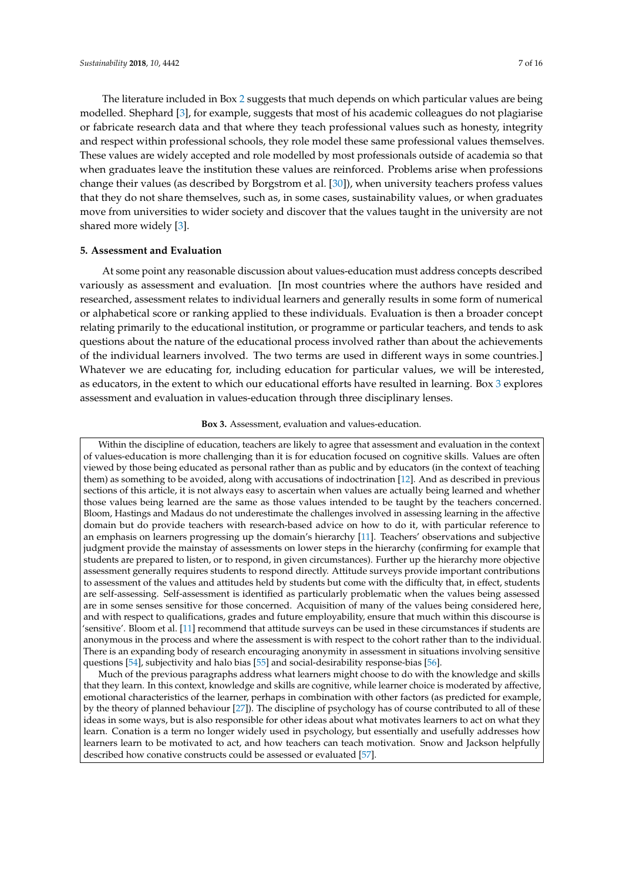The literature included in Box 2 suggests that much depends on which particular values are being modelled. Shephard [3], for example, suggests that most of his academic colleagues do not plagiarise or fabricate research data and that where they teach professional values such as honesty, integrity and respect within professional schools, they role model these same professional values themselves. These values are widely accepted and role modelled by most professionals outside of academia so that when graduates leave the institution these values are reinforced. Problems arise when professions change their values (as described by Borgstrom et al. [30]), when university teachers profess values that they do not share themselves, such as, in some cases, sustainability values, or when graduates move from universities to wider society and discover that the values taught in the university are not shared more widely [3].

## 5. Assessment and Evaluation

At some point any reasonable discussion about values-education must address concepts described variously as assessment and evaluation. [In most countries where the authors have resided and researched, assessment relates to individual learners and generally results in some form of numerical or alphabetical score or ranking applied to these individuals. Evaluation is then a broader concept relating primarily to the educational institution, or programme or particular teachers, and tends to ask questions about the nature of the educational process involved rather than about the achievements of the individual learners involved. The two terms are used in different ways in some countries.] Whatever we are educating for, including education for particular values, we will be interested, as educators, in the extent to which our educational efforts have resulted in learning. Box 3 explores assessment and evaluation in values-education through three disciplinary lenses.

**Box 3.** Assessment, evaluation and values-education.

Within the discipline of education, teachers are likely to agree that assessment and evaluation in the context of values-education is more challenging than it is for education focused on cognitive skills. Values are often viewed by those being educated as personal rather than as public and by educators (in the context of teaching them) as something to be avoided, along with accusations of indoctrination [12]. And as described in previous sections of this article, it is not always easy to ascertain when values are actually being learned and whether those values being learned are the same as those values intended to be taught by the teachers concerned. Bloom, Hastings and Madaus do not underestimate the challenges involved in assessing learning in the affective domain but do provide teachers with research-based advice on how to do it, with particular reference to an emphasis on learners progressing up the domain's hierarchy [11]. Teachers' observations and subjective judgment provide the mainstay of assessments on lower steps in the hierarchy (confirming for example that students are prepared to listen, or to respond, in given circumstances). Further up the hierarchy more objective assessment generally requires students to respond directly. Attitude surveys provide important contributions to assessment of the values and attitudes held by students but come with the difficulty that, in effect, students are self-assessing. Self-assessment is identified as particularly problematic when the values being assessed are in some senses sensitive for those concerned. Acquisition of many of the values being considered here, and with respect to qualifications, grades and future employability, ensure that much within this discourse is 'sensitive'. Bloom et al. [11] recommend that attitude surveys can be used in these circumstances if students are anonymous in the process and where the assessment is with respect to the cohort rather than to the individual. There is an expanding body of research encouraging anonymity in assessment in situations involving sensitive questions [54], subjectivity and halo bias [55] and social-desirability response-bias [56].

Much of the previous paragraphs address what learners might choose to do with the knowledge and skills that they learn. In this context, knowledge and skills are cognitive, while learner choice is moderated by affective, emotional characteristics of the learner, perhaps in combination with other factors (as predicted for example, by the theory of planned behaviour [27]). The discipline of psychology has of course contributed to all of these ideas in some ways, but is also responsible for other ideas about what motivates learners to act on what they learn. Conation is a term no longer widely used in psychology, but essentially and usefully addresses how learners learn to be motivated to act, and how teachers can teach motivation. Snow and Jackson helpfully described how conative constructs could be assessed or evaluated [57].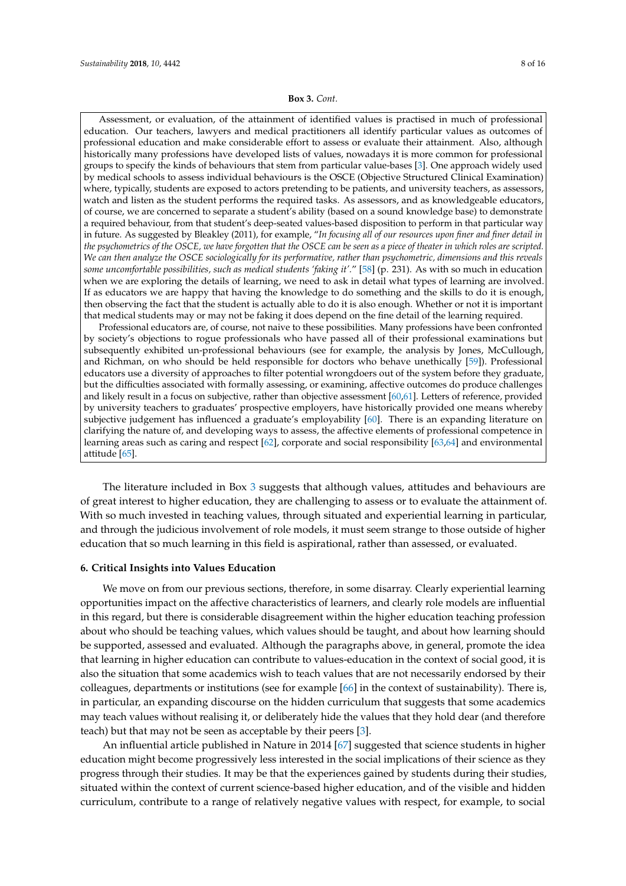**Box 3.** *Cont.*

Assessment, or evaluation, of the attainment of identified values is practised in much of professional education. Our teachers, lawyers and medical practitioners all identify particular values as outcomes of professional education and make considerable effort to assess or evaluate their attainment. Also, although historically many professions have developed lists of values, nowadays it is more common for professional groups to specify the kinds of behaviours that stem from particular value-bases [3]. One approach widely used by medical schools to assess individual behaviours is the OSCE (Objective Structured Clinical Examination) where, typically, students are exposed to actors pretending to be patients, and university teachers, as assessors, watch and listen as the student performs the required tasks. As assessors, and as knowledgeable educators, of course, we are concerned to separate a student's ability (based on a sound knowledge base) to demonstrate a required behaviour, from that student's deep-seated values-based disposition to perform in that particular way in future. As suggested by Bleakley (2011), for example, "*In focusing all of our resources upon finer and finer detail in the psychometrics of the OSCE, we have forgotten that the OSCE can be seen as a piece of theater in which roles are scripted. We can then analyze the OSCE sociologically for its performative, rather than psychometric, dimensions and this reveals some uncomfortable possibilities, such as medical students 'faking it'.*" [58] (p. 231). As with so much in education when we are exploring the details of learning, we need to ask in detail what types of learning are involved. If as educators we are happy that having the knowledge to do something and the skills to do it is enough, then observing the fact that the student is actually able to do it is also enough. Whether or not it is important that medical students may or may not be faking it does depend on the fine detail of the learning required.

Professional educators are, of course, not naive to these possibilities. Many professions have been confronted by society's objections to rogue professionals who have passed all of their professional examinations but subsequently exhibited un-professional behaviours (see for example, the analysis by Jones, McCullough, and Richman, on who should be held responsible for doctors who behave unethically [59]). Professional educators use a diversity of approaches to filter potential wrongdoers out of the system before they graduate, but the difficulties associated with formally assessing, or examining, affective outcomes do produce challenges and likely result in a focus on subjective, rather than objective assessment [60,61]. Letters of reference, provided by university teachers to graduates' prospective employers, have historically provided one means whereby subjective judgement has influenced a graduate's employability [60]. There is an expanding literature on clarifying the nature of, and developing ways to assess, the affective elements of professional competence in learning areas such as caring and respect [62], corporate and social responsibility [63,64] and environmental attitude [65].

The literature included in Box 3 suggests that although values, attitudes and behaviours are of great interest to higher education, they are challenging to assess or to evaluate the attainment of. With so much invested in teaching values, through situated and experiential learning in particular, and through the judicious involvement of role models, it must seem strange to those outside of higher education that so much learning in this field is aspirational, rather than assessed, or evaluated.

## 6. Critical Insights into Values Education

We move on from our previous sections, therefore, in some disarray. Clearly experiential learning opportunities impact on the affective characteristics of learners, and clearly role models are influential in this regard, but there is considerable disagreement within the higher education teaching profession about who should be teaching values, which values should be taught, and about how learning should be supported, assessed and evaluated. Although the paragraphs above, in general, promote the idea that learning in higher education can contribute to values-education in the context of social good, it is also the situation that some academics wish to teach values that are not necessarily endorsed by their colleagues, departments or institutions (see for example [66] in the context of sustainability). There is, in particular, an expanding discourse on the hidden curriculum that suggests that some academics may teach values without realising it, or deliberately hide the values that they hold dear (and therefore teach) but that may not be seen as acceptable by their peers [3].

An influential article published in Nature in 2014 [67] suggested that science students in higher education might become progressively less interested in the social implications of their science as they progress through their studies. It may be that the experiences gained by students during their studies, situated within the context of current science-based higher education, and of the visible and hidden curriculum, contribute to a range of relatively negative values with respect, for example, to social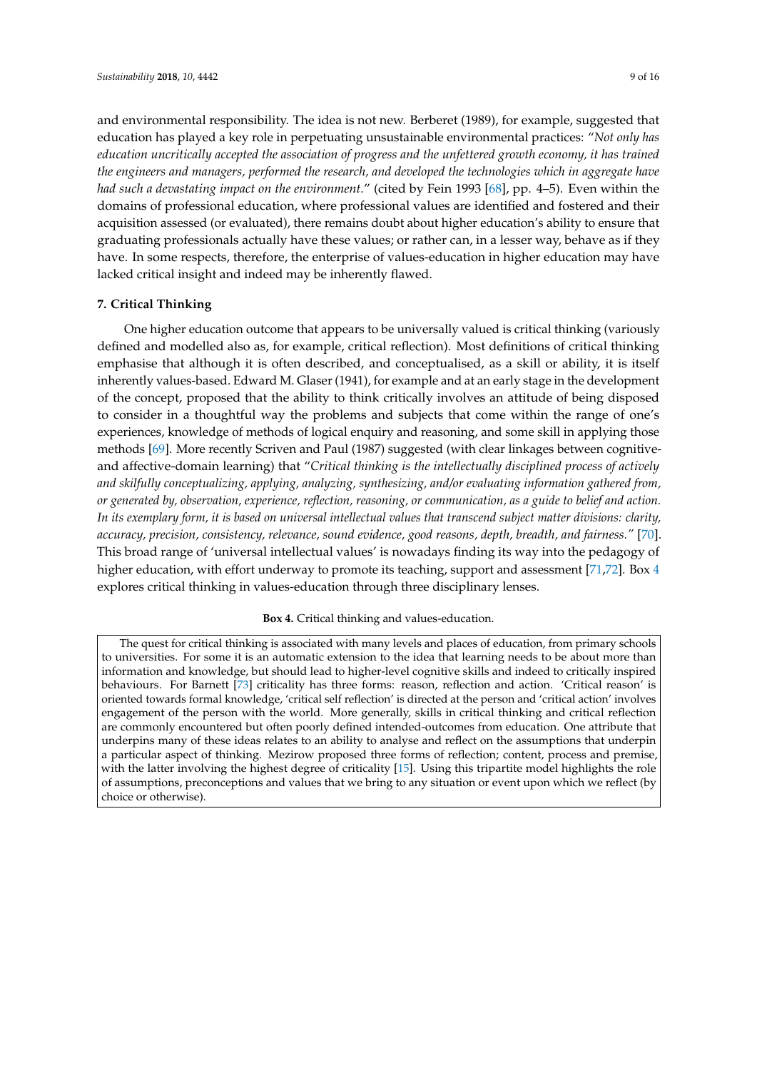and environmental responsibility. The idea is not new. Berberet (1989), for example, suggested that education has played a key role in perpetuating unsustainable environmental practices: "*Not only has education uncritically accepted the association of progress and the unfettered growth economy, it has trained the engineers and managers, performed the research, and developed the technologies which in aggregate have had such a devastating impact on the environment.*" (cited by Fein 1993 [68], pp. 4–5). Even within the domains of professional education, where professional values are identified and fostered and their acquisition assessed (or evaluated), there remains doubt about higher education's ability to ensure that graduating professionals actually have these values; or rather can, in a lesser way, behave as if they have. In some respects, therefore, the enterprise of values-education in higher education may have lacked critical insight and indeed may be inherently flawed.

## 7. Critical Thinking

One higher education outcome that appears to be universally valued is critical thinking (variously defined and modelled also as, for example, critical reflection). Most definitions of critical thinking emphasise that although it is often described, and conceptualised, as a skill or ability, it is itself inherently values-based. Edward M. Glaser (1941), for example and at an early stage in the development of the concept, proposed that the ability to think critically involves an attitude of being disposed to consider in a thoughtful way the problems and subjects that come within the range of one's experiences, knowledge of methods of logical enquiry and reasoning, and some skill in applying those methods [69]. More recently Scriven and Paul (1987) suggested (with clear linkages between cognitive- and affective-domain learning) that "*Critical thinking is the intellectually disciplined process of actively and skilfully conceptualizing, applying, analyzing, synthesizing, and/or evaluating information gathered from, or generated by, observation, experience, reflection, reasoning, or communication, as a guide to belief and action. In its exemplary form, it is based on universal intellectual values that transcend subject matter divisions: clarity, accuracy, precision, consistency, relevance, sound evidence, good reasons, depth, breadth, and fairness.*" [70]. This broad range of 'universal intellectual values' is nowadays finding its way into the pedagogy of higher education, with effort underway to promote its teaching, support and assessment [71,72]. Box 4 explores critical thinking in values-education through three disciplinary lenses.

**Box 4.** Critical thinking and values-education.

The quest for critical thinking is associated with many levels and places of education, from primary schools to universities. For some it is an automatic extension to the idea that learning needs to be about more than information and knowledge, but should lead to higher-level cognitive skills and indeed to critically inspired behaviours. For Barnett [73] criticality has three forms: reason, reflection and action. 'Critical reason' is oriented towards formal knowledge, 'critical self reflection' is directed at the person and 'critical action' involves engagement of the person with the world. More generally, skills in critical thinking and critical reflection are commonly encountered but often poorly defined intended-outcomes from education. One attribute that underpins many of these ideas relates to an ability to analyse and reflect on the assumptions that underpin a particular aspect of thinking. Mezirow proposed three forms of reflection; content, process and premise, with the latter involving the highest degree of criticality [15]. Using this tripartite model highlights the role of assumptions, preconceptions and values that we bring to any situation or event upon which we reflect (by choice or otherwise).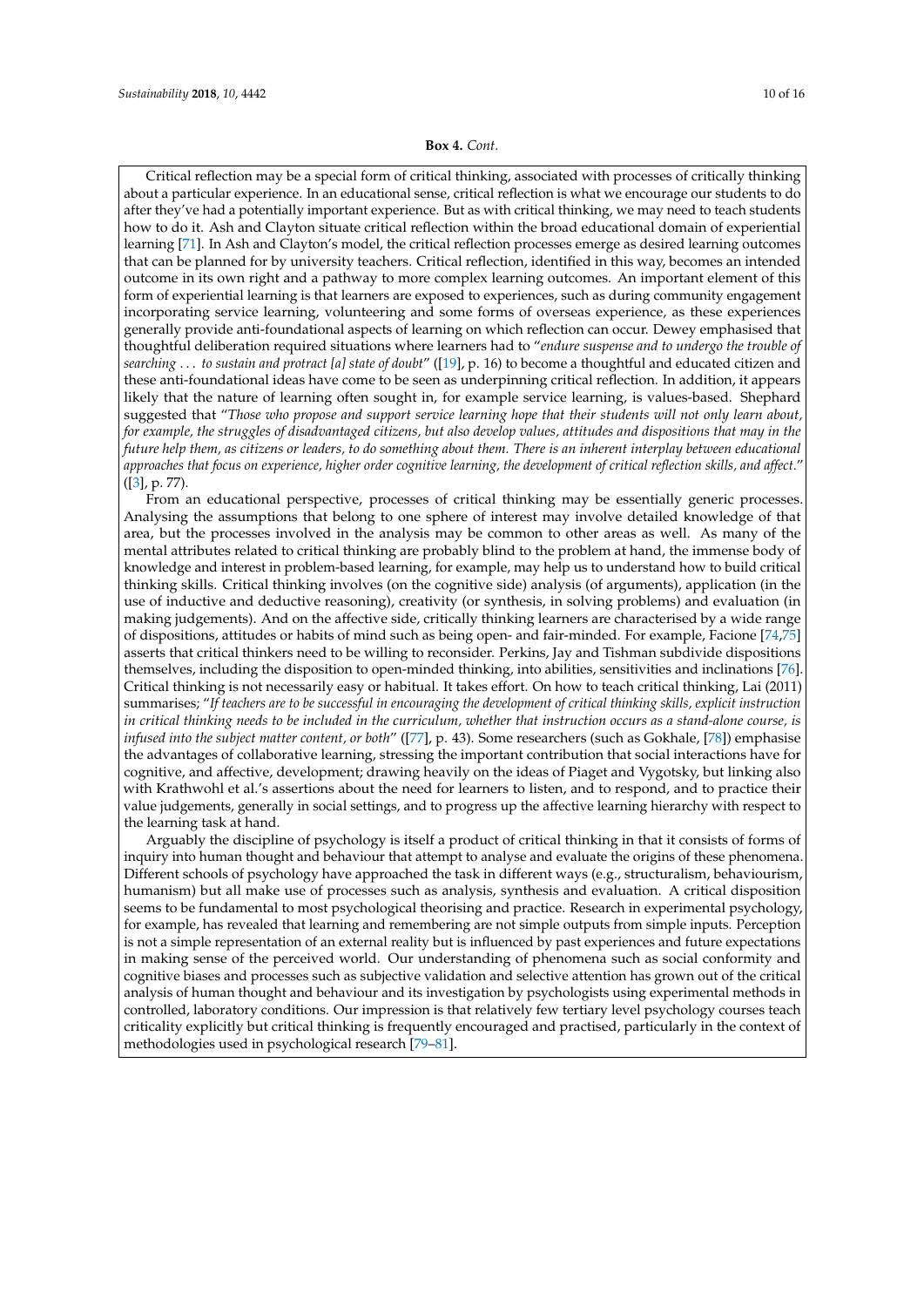**Box 4.** *Cont.*

Critical reflection may be a special form of critical thinking, associated with processes of critically thinking about a particular experience. In an educational sense, critical reflection is what we encourage our students to do after they've had a potentially important experience. But as with critical thinking, we may need to teach students how to do it. Ash and Clayton situate critical reflection within the broad educational domain of experiential learning [71]. In Ash and Clayton's model, the critical reflection processes emerge as desired learning outcomes that can be planned for by university teachers. Critical reflection, identified in this way, becomes an intended outcome in its own right and a pathway to more complex learning outcomes. An important element of this form of experiential learning is that learners are exposed to experiences, such as during community engagement incorporating service learning, volunteering and some forms of overseas experience, as these experiences generally provide anti-foundational aspects of learning on which reflection can occur. Dewey emphasised that thoughtful deliberation required situations where learners had to "*endure suspense and to undergo the trouble of searching ... to sustain and protract [a] state of doubt*" ([19], p. 16) to become a thoughtful and educated citizen and these anti-foundational ideas have come to be seen as underpinning critical reflection. In addition, it appears likely that the nature of learning often sought in, for example service learning, is values-based. Shephard suggested that "*Those who propose and support service learning hope that their students will not only learn about, for example, the struggles of disadvantaged citizens, but also develop values, attitudes and dispositions that may in the future help them, as citizens or leaders, to do something about them. There is an inherent interplay between educational approaches that focus on experience, higher order cognitive learning, the development of critical reflection skills, and affect.*" ([3], p. 77).

From an educational perspective, processes of critical thinking may be essentially generic processes. Analysing the assumptions that belong to one sphere of interest may involve detailed knowledge of that area, but the processes involved in the analysis may be common to other areas as well. As many of the mental attributes related to critical thinking are probably blind to the problem at hand, the immense body of knowledge and interest in problem-based learning, for example, may help us to understand how to build critical thinking skills. Critical thinking involves (on the cognitive side) analysis (of arguments), application (in the use of inductive and deductive reasoning), creativity (or synthesis, in solving problems) and evaluation (in making judgements). And on the affective side, critically thinking learners are characterised by a wide range of dispositions, attitudes or habits of mind such as being open- and fair-minded. For example, Facione [74,75] asserts that critical thinkers need to be willing to reconsider. Perkins, Jay and Tishman subdivide dispositions themselves, including the disposition to open-minded thinking, into abilities, sensitivities and inclinations [76]. Critical thinking is not necessarily easy or habitual. It takes effort. On how to teach critical thinking, Lai (2011) summarises; "*If teachers are to be successful in encouraging the development of critical thinking skills, explicit instruction in critical thinking needs to be included in the curriculum, whether that instruction occurs as a stand-alone course, is infused into the subject matter content, or both*" ([77], p. 43). Some researchers (such as Gokhale, [78]) emphasise the advantages of collaborative learning, stressing the important contribution that social interactions have for cognitive, and affective, development; drawing heavily on the ideas of Piaget and Vygotsky, but linking also with Krathwohl et al.'s assertions about the need for learners to listen, and to respond, and to practice their value judgements, generally in social settings, and to progress up the affective learning hierarchy with respect to the learning task at hand.

Arguably the discipline of psychology is itself a product of critical thinking in that it consists of forms of inquiry into human thought and behaviour that attempt to analyse and evaluate the origins of these phenomena. Different schools of psychology have approached the task in different ways (e.g., structuralism, behaviourism, humanism) but all make use of processes such as analysis, synthesis and evaluation. A critical disposition seems to be fundamental to most psychological theorising and practice. Research in experimental psychology, for example, has revealed that learning and remembering are not simple outputs from simple inputs. Perception is not a simple representation of an external reality but is influenced by past experiences and future expectations in making sense of the perceived world. Our understanding of phenomena such as social conformity and cognitive biases and processes such as subjective validation and selective attention has grown out of the critical analysis of human thought and behaviour and its investigation by psychologists using experimental methods in controlled, laboratory conditions. Our impression is that relatively few tertiary level psychology courses teach criticality explicitly but critical thinking is frequently encouraged and practised, particularly in the context of methodologies used in psychological research [79–81].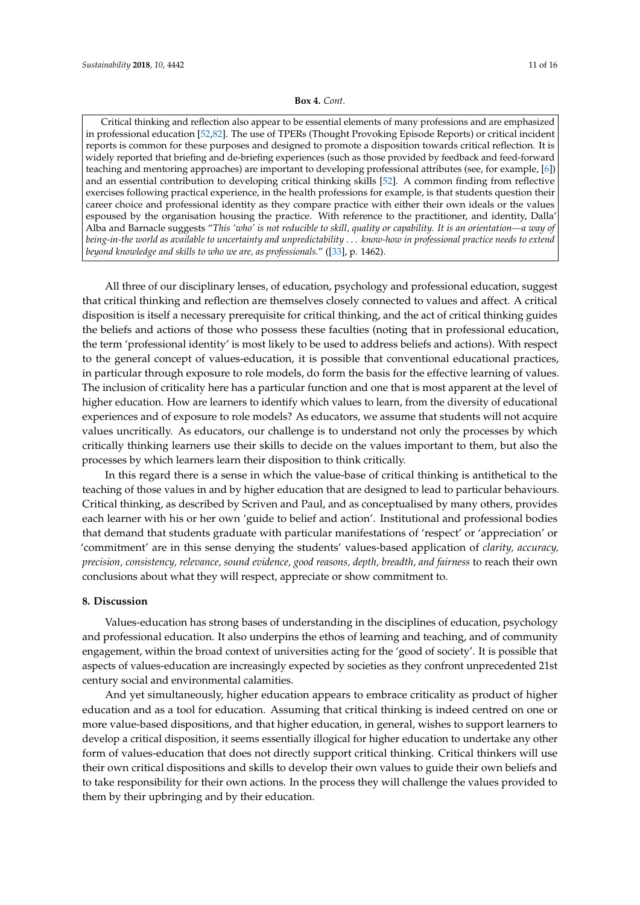**Box 4.** *Cont.*

Critical thinking and reflection also appear to be essential elements of many professions and are emphasized in professional education [52,82]. The use of TPERs (Thought Provoking Episode Reports) or critical incident reports is common for these purposes and designed to promote a disposition towards critical reflection. It is widely reported that briefing and de-briefing experiences (such as those provided by feedback and feed-forward teaching and mentoring approaches) are important to developing professional attributes (see, for example, [6]) and an essential contribution to developing critical thinking skills [52]. A common finding from reflective exercises following practical experience, in the health professions for example, is that students question their career choice and professional identity as they compare practice with either their own ideals or the values espoused by the organisation housing the practice. With reference to the practitioner, and identity, Dalla' Alba and Barnacle suggests "*This 'who' is not reducible to skill, quality or capability. It is an orientation—a way of being-in-the world as available to uncertainty and unpredictability . . . know-how in professional practice needs to extend beyond knowledge and skills to who we are, as professionals.*" ([33], p. 1462).

All three of our disciplinary lenses, of education, psychology and professional education, suggest that critical thinking and reflection are themselves closely connected to values and affect. A critical disposition is itself a necessary prerequisite for critical thinking, and the act of critical thinking guides the beliefs and actions of those who possess these faculties (noting that in professional education, the term 'professional identity' is most likely to be used to address beliefs and actions). With respect to the general concept of values-education, it is possible that conventional educational practices, in particular through exposure to role models, do form the basis for the effective learning of values. The inclusion of criticality here has a particular function and one that is most apparent at the level of higher education. How are learners to identify which values to learn, from the diversity of educational experiences and of exposure to role models? As educators, we assume that students will not acquire values uncritically. As educators, our challenge is to understand not only the processes by which critically thinking learners use their skills to decide on the values important to them, but also the processes by which learners learn their disposition to think critically.

In this regard there is a sense in which the value-base of critical thinking is antithetical to the teaching of those values in and by higher education that are designed to lead to particular behaviours. Critical thinking, as described by Scriven and Paul, and as conceptualised by many others, provides each learner with his or her own 'guide to belief and action'. Institutional and professional bodies that demand that students graduate with particular manifestations of 'respect' or 'appreciation' or 'commitment' are in this sense denying the students' values-based application of *clarity, accuracy, precision, consistency, relevance, sound evidence, good reasons, depth, breadth, and fairness* to reach their own conclusions about what they will respect, appreciate or show commitment to.

## 8. Discussion

Values-education has strong bases of understanding in the disciplines of education, psychology and professional education. It also underpins the ethos of learning and teaching, and of community engagement, within the broad context of universities acting for the 'good of society'. It is possible that aspects of values-education are increasingly expected by societies as they confront unprecedented 21st century social and environmental calamities.

And yet simultaneously, higher education appears to embrace criticality as product of higher education and as a tool for education. Assuming that critical thinking is indeed centred on one or more value-based dispositions, and that higher education, in general, wishes to support learners to develop a critical disposition, it seems essentially illogical for higher education to undertake any other form of values-education that does not directly support critical thinking. Critical thinkers will use their own critical dispositions and skills to develop their own values to guide their own beliefs and to take responsibility for their own actions. In the process they will challenge the values provided to them by their upbringing and by their education.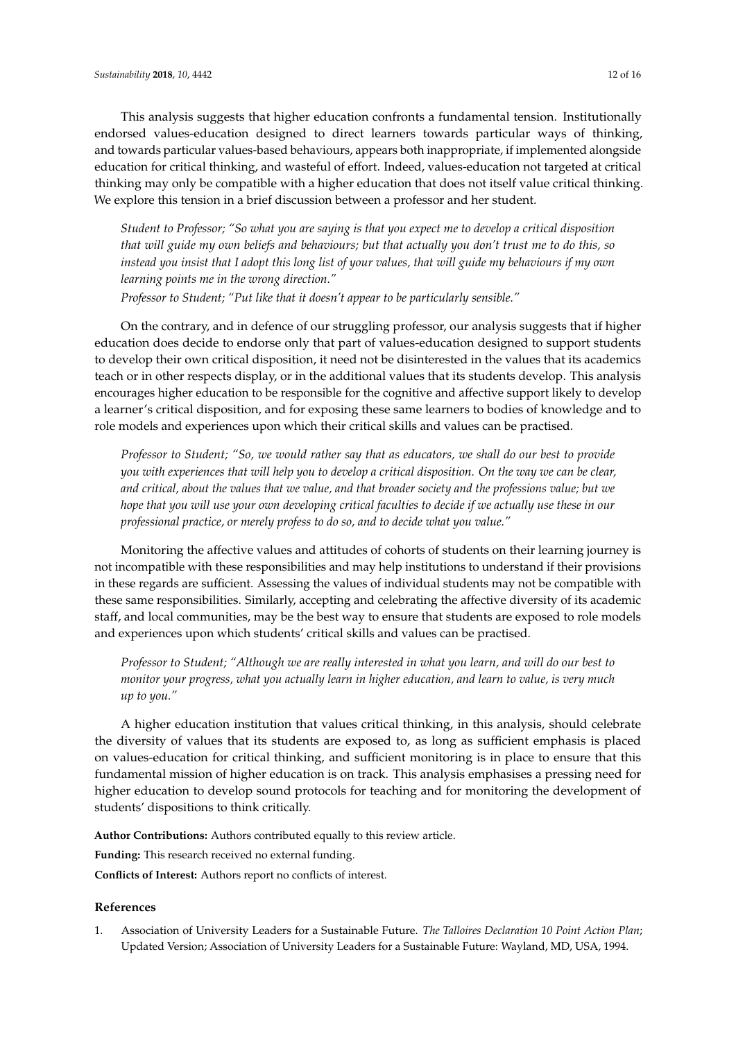This analysis suggests that higher education confronts a fundamental tension. Institutionally endorsed values-education designed to direct learners towards particular ways of thinking, and towards particular values-based behaviours, appears both inappropriate, if implemented alongside education for critical thinking, and wasteful of effort. Indeed, values-education not targeted at critical thinking may only be compatible with a higher education that does not itself value critical thinking. We explore this tension in a brief discussion between a professor and her student.

> *Student to Professor; "So what you are saying is that you expect me to develop a critical disposition that will guide my own beliefs and behaviours; but that actually you don't trust me to do this, so instead you insist that I adopt this long list of your values, that will guide my behaviours if my own learning points me in the wrong direction."*
>
> *Professor to Student; "Put like that it doesn't appear to be particularly sensible."*

On the contrary, and in defence of our struggling professor, our analysis suggests that if higher education does decide to endorse only that part of values-education designed to support students to develop their own critical disposition, it need not be disinterested in the values that its academics teach or in other respects display, or in the additional values that its students develop. This analysis encourages higher education to be responsible for the cognitive and affective support likely to develop a learner's critical disposition, and for exposing these same learners to bodies of knowledge and to role models and experiences upon which their critical skills and values can be practised.

> *Professor to Student; "So, we would rather say that as educators, we shall do our best to provide you with experiences that will help you to develop a critical disposition. On the way we can be clear, and critical, about the values that we value, and that broader society and the professions value; but we hope that you will use your own developing critical faculties to decide if we actually use these in our professional practice, or merely profess to do so, and to decide what you value."*

Monitoring the affective values and attitudes of cohorts of students on their learning journey is not incompatible with these responsibilities and may help institutions to understand if their provisions in these regards are sufficient. Assessing the values of individual students may not be compatible with these same responsibilities. Similarly, accepting and celebrating the affective diversity of its academic staff, and local communities, may be the best way to ensure that students are exposed to role models and experiences upon which students' critical skills and values can be practised.

> *Professor to Student; "Although we are really interested in what you learn, and will do our best to monitor your progress, what you actually learn in higher education, and learn to value, is very much up to you."*

A higher education institution that values critical thinking, in this analysis, should celebrate the diversity of values that its students are exposed to, as long as sufficient emphasis is placed on values-education for critical thinking, and sufficient monitoring is in place to ensure that this fundamental mission of higher education is on track. This analysis emphasises a pressing need for higher education to develop sound protocols for teaching and for monitoring the development of students' dispositions to think critically.

**Author Contributions:** Authors contributed equally to this review article.

**Funding:** This research received no external funding.

**Conflicts of Interest:** Authors report no conflicts of interest.

## References

1. Association of University Leaders for a Sustainable Future. *The Talloires Declaration 10 Point Action Plan*; Updated Version; Association of University Leaders for a Sustainable Future: Wayland, MD, USA, 1994.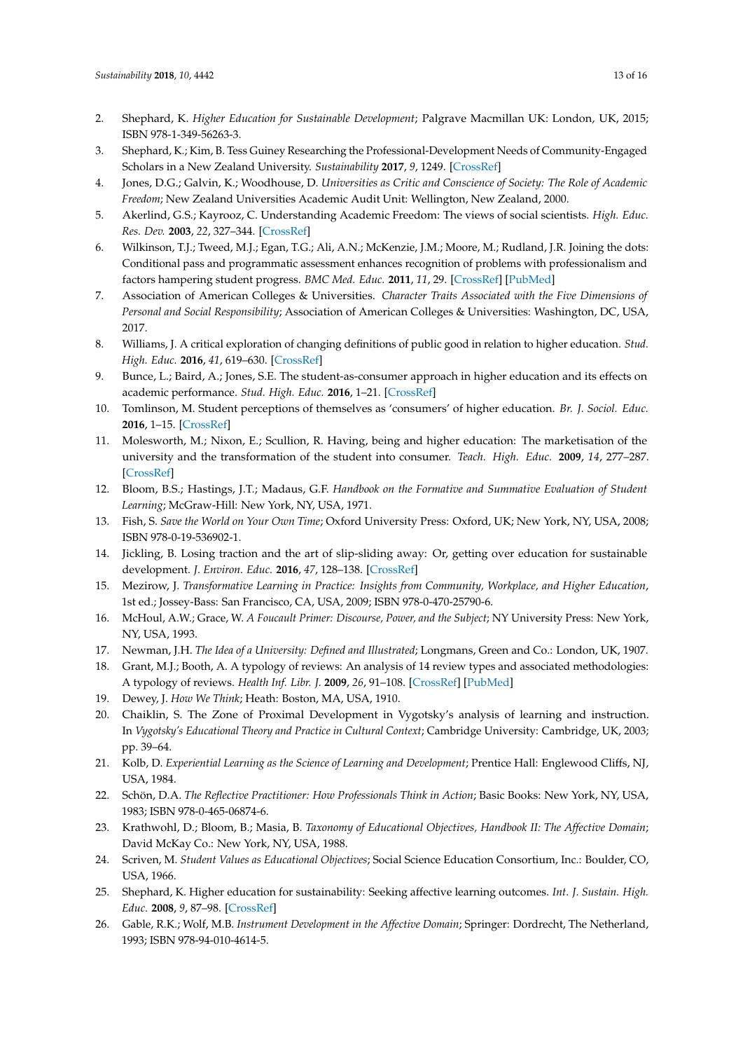2. Shephard, K. *Higher Education for Sustainable Development*; Palgrave Macmillan UK: London, UK, 2015; ISBN 978-1-349-56263-3.
3. Shephard, K.; Kim, B. Tess Guiney Researching the Professional-Development Needs of Community-Engaged Scholars in a New Zealand University. *Sustainability* **2017**, *9*, 1249. [CrossRef]
4. Jones, D.G.; Galvin, K.; Woodhouse, D. *Universities as Critic and Conscience of Society: The Role of Academic Freedom*; New Zealand Universities Academic Audit Unit: Wellington, New Zealand, 2000.
5. Akerlind, G.S.; Kayrooz, C. Understanding Academic Freedom: The views of social scientists. *High. Educ. Res. Dev.* **2003**, *22*, 327–344. [CrossRef]
6. Wilkinson, T.J.; Tweed, M.J.; Egan, T.G.; Ali, A.N.; McKenzie, J.M.; Moore, M.; Rudland, J.R. Joining the dots: Conditional pass and programmatic assessment enhances recognition of problems with professionalism and factors hampering student progress. *BMC Med. Educ.* **2011**, *11*, 29. [CrossRef] [PubMed]
7. Association of American Colleges & Universities. *Character Traits Associated with the Five Dimensions of Personal and Social Responsibility*; Association of American Colleges & Universities: Washington, DC, USA, 2017.
8. Williams, J. A critical exploration of changing definitions of public good in relation to higher education. *Stud. High. Educ.* **2016**, *41*, 619–630. [CrossRef]
9. Bunce, L.; Baird, A.; Jones, S.E. The student-as-consumer approach in higher education and its effects on academic performance. *Stud. High. Educ.* **2016**, 1–21. [CrossRef]
10. Tomlinson, M. Student perceptions of themselves as 'consumers' of higher education. *Br. J. Sociol. Educ.* **2016**, 1–15. [CrossRef]
11. Molesworth, M.; Nixon, E.; Scullion, R. Having, being and higher education: The marketisation of the university and the transformation of the student into consumer. *Teach. High. Educ.* **2009**, *14*, 277–287. [CrossRef]
12. Bloom, B.S.; Hastings, J.T.; Madaus, G.F. *Handbook on the Formative and Summative Evaluation of Student Learning*; McGraw-Hill: New York, NY, USA, 1971.
13. Fish, S. *Save the World on Your Own Time*; Oxford University Press: Oxford, UK; New York, NY, USA, 2008; ISBN 978-0-19-536902-1.
14. Jickling, B. Losing traction and the art of slip-sliding away: Or, getting over education for sustainable development. *J. Environ. Educ.* **2016**, *47*, 128–138. [CrossRef]
15. Mezirow, J. *Transformative Learning in Practice: Insights from Community, Workplace, and Higher Education*, 1st ed.; Jossey-Bass: San Francisco, CA, USA, 2009; ISBN 978-0-470-25790-6.
16. McHoul, A.W.; Grace, W. *A Foucault Primer: Discourse, Power, and the Subject*; NY University Press: New York, NY, USA, 1993.
17. Newman, J.H. *The Idea of a University: Defined and Illustrated*; Longmans, Green and Co.: London, UK, 1907.
18. Grant, M.J.; Booth, A. A typology of reviews: An analysis of 14 review types and associated methodologies: A typology of reviews. *Health Inf. Libr. J.* **2009**, *26*, 91–108. [CrossRef] [PubMed]
19. Dewey, J. *How We Think*; Heath: Boston, MA, USA, 1910.
20. Chaiklin, S. The Zone of Proximal Development in Vygotsky's analysis of learning and instruction. In *Vygotsky's Educational Theory and Practice in Cultural Context*; Cambridge University: Cambridge, UK, 2003; pp. 39–64.
21. Kolb, D. *Experiential Learning as the Science of Learning and Development*; Prentice Hall: Englewood Cliffs, NJ, USA, 1984.
22. Schön, D.A. *The Reflective Practitioner: How Professionals Think in Action*; Basic Books: New York, NY, USA, 1983; ISBN 978-0-465-06874-6.
23. Krathwohl, D.; Bloom, B.; Masia, B. *Taxonomy of Educational Objectives, Handbook II: The Affective Domain*; David McKay Co.: New York, NY, USA, 1988.
24. Scriven, M. *Student Values as Educational Objectives*; Social Science Education Consortium, Inc.: Boulder, CO, USA, 1966.
25. Shephard, K. Higher education for sustainability: Seeking affective learning outcomes. *Int. J. Sustain. High. Educ.* **2008**, *9*, 87–98. [CrossRef]
26. Gable, R.K.; Wolf, M.B. *Instrument Development in the Affective Domain*; Springer: Dordrecht, The Netherland, 1993; ISBN 978-94-010-4614-5.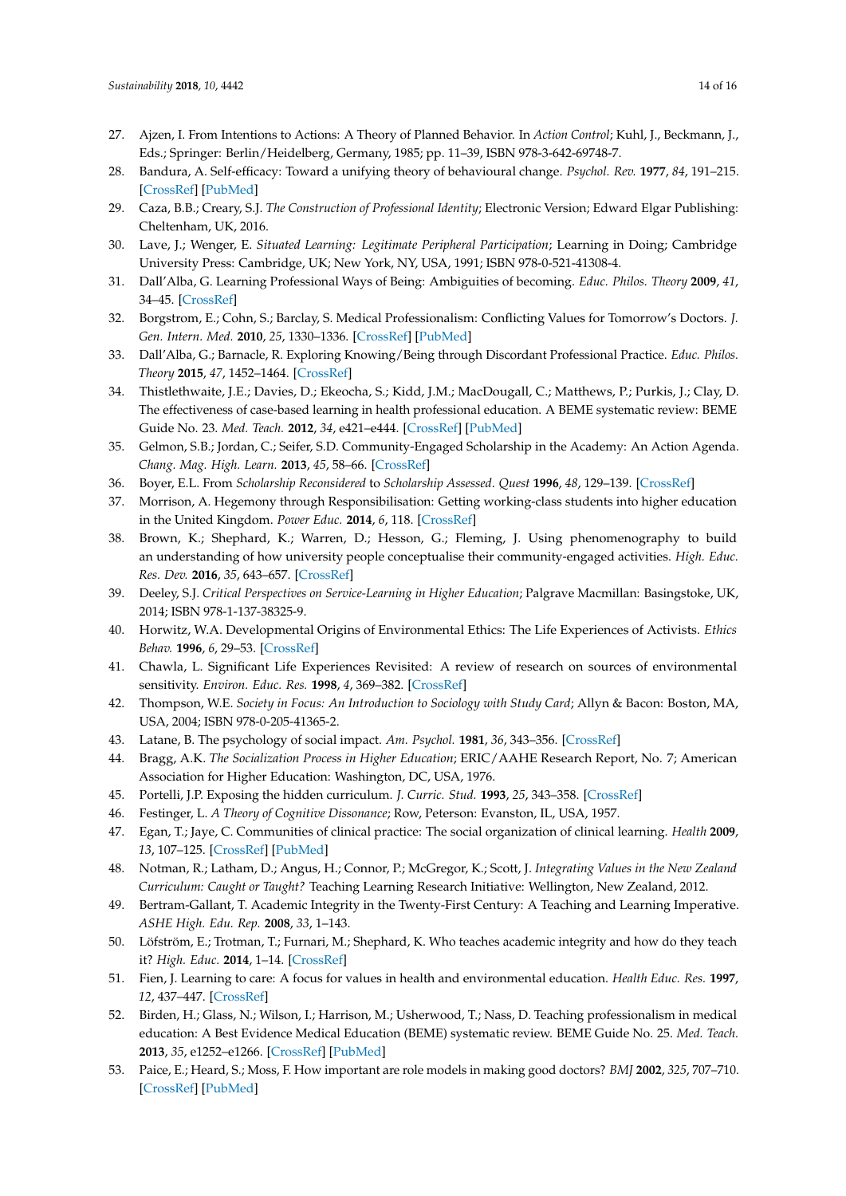27. Ajzen, I. From Intentions to Actions: A Theory of Planned Behavior. In *Action Control*; Kuhl, J., Beckmann, J., Eds.; Springer: Berlin/Heidelberg, Germany, 1985; pp. 11–39, ISBN 978-3-642-69748-7.
28. Bandura, A. Self-efficacy: Toward a unifying theory of behavioural change. *Psychol. Rev.* **1977**, *84*, 191–215. [CrossRef] [PubMed]
29. Caza, B.B.; Creary, S.J. *The Construction of Professional Identity*; Electronic Version; Edward Elgar Publishing: Cheltenham, UK, 2016.
30. Lave, J.; Wenger, E. *Situated Learning: Legitimate Peripheral Participation*; Learning in Doing; Cambridge University Press: Cambridge, UK; New York, NY, USA, 1991; ISBN 978-0-521-41308-4.
31. Dall'Alba, G. Learning Professional Ways of Being: Ambiguities of becoming. *Educ. Philos. Theory* **2009**, *41*, 34–45. [CrossRef]
32. Borgstrom, E.; Cohn, S.; Barclay, S. Medical Professionalism: Conflicting Values for Tomorrow's Doctors. *J. Gen. Intern. Med.* **2010**, *25*, 1330–1336. [CrossRef] [PubMed]
33. Dall'Alba, G.; Barnacle, R. Exploring Knowing/Being through Discordant Professional Practice. *Educ. Philos. Theory* **2015**, *47*, 1452–1464. [CrossRef]
34. Thistlethwaite, J.E.; Davies, D.; Ekeocha, S.; Kidd, J.M.; MacDougall, C.; Matthews, P.; Purkis, J.; Clay, D. The effectiveness of case-based learning in health professional education. A BEME systematic review: BEME Guide No. 23. *Med. Teach.* **2012**, *34*, e421–e444. [CrossRef] [PubMed]
35. Gelmon, S.B.; Jordan, C.; Seifer, S.D. Community-Engaged Scholarship in the Academy: An Action Agenda. *Chang. Mag. High. Learn.* **2013**, *45*, 58–66. [CrossRef]
36. Boyer, E.L. From *Scholarship Reconsidered* to *Scholarship Assessed*. *Quest* **1996**, *48*, 129–139. [CrossRef]
37. Morrison, A. Hegemony through Responsibilisation: Getting working-class students into higher education in the United Kingdom. *Power Educ.* **2014**, *6*, 118. [CrossRef]
38. Brown, K.; Shephard, K.; Warren, D.; Hesson, G.; Fleming, J. Using phenomenography to build an understanding of how university people conceptualise their community-engaged activities. *High. Educ. Res. Dev.* **2016**, *35*, 643–657. [CrossRef]
39. Deeley, S.J. *Critical Perspectives on Service-Learning in Higher Education*; Palgrave Macmillan: Basingstoke, UK, 2014; ISBN 978-1-137-38325-9.
40. Horwitz, W.A. Developmental Origins of Environmental Ethics: The Life Experiences of Activists. *Ethics Behav.* **1996**, *6*, 29–53. [CrossRef]
41. Chawla, L. Significant Life Experiences Revisited: A review of research on sources of environmental sensitivity. *Environ. Educ. Res.* **1998**, *4*, 369–382. [CrossRef]
42. Thompson, W.E. *Society in Focus: An Introduction to Sociology with Study Card*; Allyn & Bacon: Boston, MA, USA, 2004; ISBN 978-0-205-41365-2.
43. Latane, B. The psychology of social impact. *Am. Psychol.* **1981**, *36*, 343–356. [CrossRef]
44. Bragg, A.K. *The Socialization Process in Higher Education*; ERIC/AAHE Research Report, No. 7; American Association for Higher Education: Washington, DC, USA, 1976.
45. Portelli, J.P. Exposing the hidden curriculum. *J. Curric. Stud.* **1993**, *25*, 343–358. [CrossRef]
46. Festinger, L. *A Theory of Cognitive Dissonance*; Row, Peterson: Evanston, IL, USA, 1957.
47. Egan, T.; Jaye, C. Communities of clinical practice: The social organization of clinical learning. *Health* **2009**, *13*, 107–125. [CrossRef] [PubMed]
48. Notman, R.; Latham, D.; Angus, H.; Connor, P.; McGregor, K.; Scott, J. *Integrating Values in the New Zealand Curriculum: Caught or Taught?* Teaching Learning Research Initiative: Wellington, New Zealand, 2012.
49. Bertram-Gallant, T. Academic Integrity in the Twenty-First Century: A Teaching and Learning Imperative. *ASHE High. Edu. Rep.* **2008**, *33*, 1–143.
50. Löfström, E.; Trotman, T.; Furnari, M.; Shephard, K. Who teaches academic integrity and how do they teach it? *High. Educ.* **2014**, 1–14. [CrossRef]
51. Fien, J. Learning to care: A focus for values in health and environmental education. *Health Educ. Res.* **1997**, *12*, 437–447. [CrossRef]
52. Birden, H.; Glass, N.; Wilson, I.; Harrison, M.; Usherwood, T.; Nass, D. Teaching professionalism in medical education: A Best Evidence Medical Education (BEME) systematic review. BEME Guide No. 25. *Med. Teach.* **2013**, *35*, e1252–e1266. [CrossRef] [PubMed]
53. Paice, E.; Heard, S.; Moss, F. How important are role models in making good doctors? *BMJ* **2002**, *325*, 707–710. [CrossRef] [PubMed]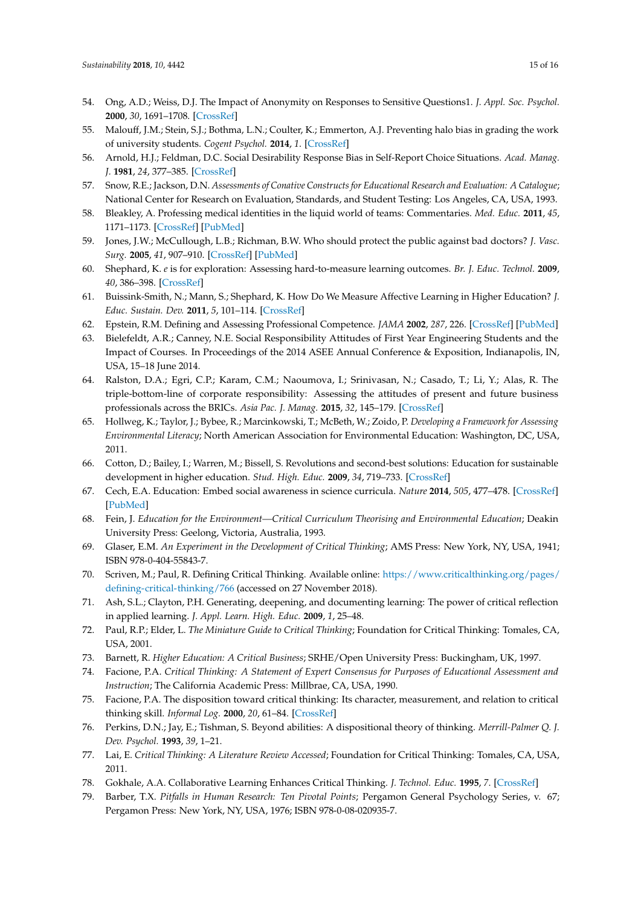54. Ong, A.D.; Weiss, D.J. The Impact of Anonymity on Responses to Sensitive Questions1. *J. Appl. Soc. Psychol.* **2000**, *30*, 1691–1708. [CrossRef]
55. Malouff, J.M.; Stein, S.J.; Bothma, L.N.; Coulter, K.; Emmerton, A.J. Preventing halo bias in grading the work of university students. *Cogent Psychol.* **2014**, *1*. [CrossRef]
56. Arnold, H.J.; Feldman, D.C. Social Desirability Response Bias in Self-Report Choice Situations. *Acad. Manag. J.* **1981**, *24*, 377–385. [CrossRef]
57. Snow, R.E.; Jackson, D.N. *Assessments of Conative Constructs for Educational Research and Evaluation: A Catalogue*; National Center for Research on Evaluation, Standards, and Student Testing: Los Angeles, CA, USA, 1993.
58. Bleakley, A. Professing medical identities in the liquid world of teams: Commentaries. *Med. Educ.* **2011**, *45*, 1171–1173. [CrossRef] [PubMed]
59. Jones, J.W.; McCullough, L.B.; Richman, B.W. Who should protect the public against bad doctors? *J. Vasc. Surg.* **2005**, *41*, 907–910. [CrossRef] [PubMed]
60. Shephard, K. *e* is for exploration: Assessing hard-to-measure learning outcomes. *Br. J. Educ. Technol.* **2009**, *40*, 386–398. [CrossRef]
61. Buissink-Smith, N.; Mann, S.; Shephard, K. How Do We Measure Affective Learning in Higher Education? *J. Educ. Sustain. Dev.* **2011**, *5*, 101–114. [CrossRef]
62. Epstein, R.M. Defining and Assessing Professional Competence. *JAMA* **2002**, *287*, 226. [CrossRef] [PubMed]
63. Bielefeldt, A.R.; Canney, N.E. Social Responsibility Attitudes of First Year Engineering Students and the Impact of Courses. In Proceedings of the 2014 ASEE Annual Conference & Exposition, Indianapolis, IN, USA, 15–18 June 2014.
64. Ralston, D.A.; Egri, C.P.; Karam, C.M.; Naoumova, I.; Srinivasan, N.; Casado, T.; Li, Y.; Alas, R. The triple-bottom-line of corporate responsibility: Assessing the attitudes of present and future business professionals across the BRICs. *Asia Pac. J. Manag.* **2015**, *32*, 145–179. [CrossRef]
65. Hollweg, K.; Taylor, J.; Bybee, R.; Marcinkowski, T.; McBeth, W.; Zoido, P. *Developing a Framework for Assessing Environmental Literacy*; North American Association for Environmental Education: Washington, DC, USA, 2011.
66. Cotton, D.; Bailey, I.; Warren, M.; Bissell, S. Revolutions and second-best solutions: Education for sustainable development in higher education. *Stud. High. Educ.* **2009**, *34*, 719–733. [CrossRef]
67. Cech, E.A. Education: Embed social awareness in science curricula. *Nature* **2014**, *505*, 477–478. [CrossRef] [PubMed]
68. Fein, J. *Education for the Environment—Critical Curriculum Theorising and Environmental Education*; Deakin University Press: Geelong, Victoria, Australia, 1993.
69. Glaser, E.M. *An Experiment in the Development of Critical Thinking*; AMS Press: New York, NY, USA, 1941; ISBN 978-0-404-55843-7.
70. Scriven, M.; Paul, R. Defining Critical Thinking. Available online: https://www.criticalthinking.org/pages/defining-critical-thinking/766 (accessed on 27 November 2018).
71. Ash, S.L.; Clayton, P.H. Generating, deepening, and documenting learning: The power of critical reflection in applied learning. *J. Appl. Learn. High. Educ.* **2009**, *1*, 25–48.
72. Paul, R.P.; Elder, L. *The Miniature Guide to Critical Thinking*; Foundation for Critical Thinking: Tomales, CA, USA, 2001.
73. Barnett, R. *Higher Education: A Critical Business*; SRHE/Open University Press: Buckingham, UK, 1997.
74. Facione, P.A. *Critical Thinking: A Statement of Expert Consensus for Purposes of Educational Assessment and Instruction*; The California Academic Press: Millbrae, CA, USA, 1990.
75. Facione, P.A. The disposition toward critical thinking: Its character, measurement, and relation to critical thinking skill. *Informal Log.* **2000**, *20*, 61–84. [CrossRef]
76. Perkins, D.N.; Jay, E.; Tishman, S. Beyond abilities: A dispositional theory of thinking. *Merrill-Palmer Q. J. Dev. Psychol.* **1993**, *39*, 1–21.
77. Lai, E. *Critical Thinking: A Literature Review Accessed*; Foundation for Critical Thinking: Tomales, CA, USA, 2011.
78. Gokhale, A.A. Collaborative Learning Enhances Critical Thinking. *J. Technol. Educ.* **1995**, *7*. [CrossRef]
79. Barber, T.X. *Pitfalls in Human Research: Ten Pivotal Points*; Pergamon General Psychology Series, v. 67; Pergamon Press: New York, NY, USA, 1976; ISBN 978-0-08-020935-7.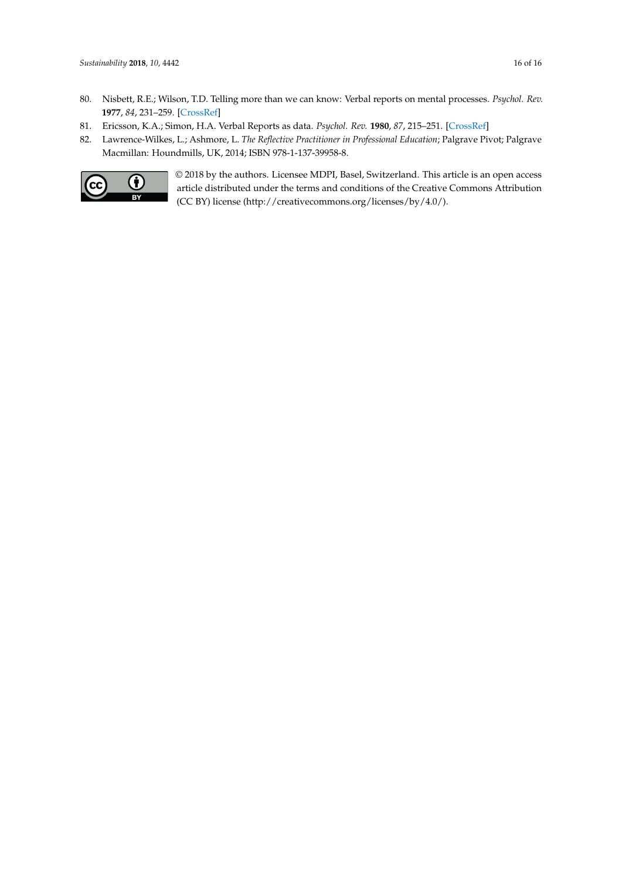80. Nisbett, R.E.; Wilson, T.D. Telling more than we can know: Verbal reports on mental processes. *Psychol. Rev.* **1977**, *84*, 231–259. [CrossRef]
81. Ericsson, K.A.; Simon, H.A. Verbal Reports as data. *Psychol. Rev.* **1980**, *87*, 215–251. [CrossRef]
82. Lawrence-Wilkes, L.; Ashmore, L. *The Reflective Practitioner in Professional Education*; Palgrave Pivot; Palgrave Macmillan: Houndmills, UK, 2014; ISBN 978-1-137-39958-8.

© 2018 by the authors. Licensee MDPI, Basel, Switzerland. This article is an open access article distributed under the terms and conditions of the Creative Commons Attribution (CC BY) license (http://creativecommons.org/licenses/by/4.0/).